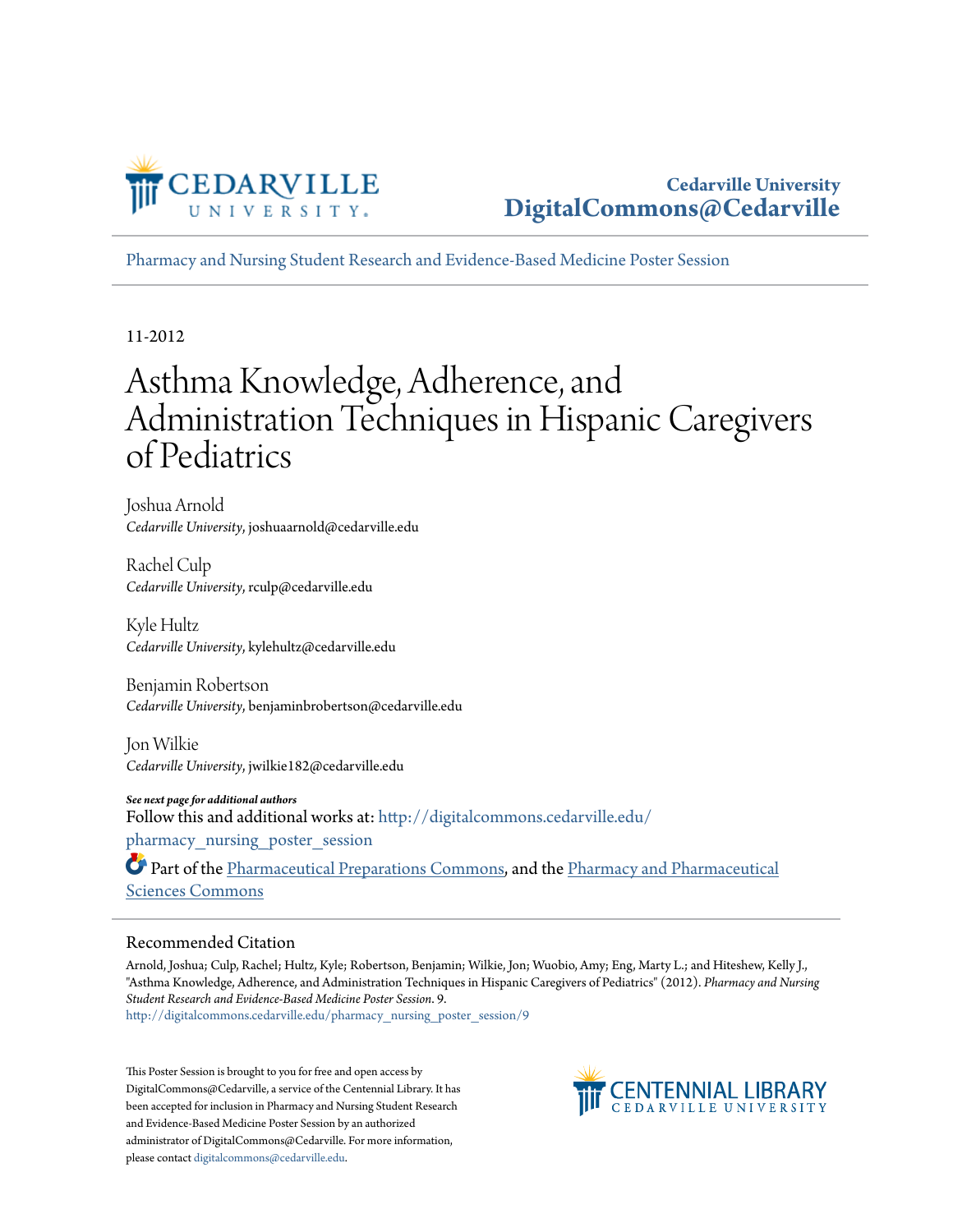Cedarville University
DigitalCommons@Cedarville

Pharmacy and Nursing Student Research and Evidence-Based Medicine Poster Session

11-2012

# Asthma Knowledge, Adherence, and Administration Techniques in Hispanic Caregivers of Pediatrics

Joshua Arnold
*Cedarville University*, joshuaarnold@cedarville.edu

Rachel Culp
*Cedarville University*, rculp@cedarville.edu

Kyle Hultz
*Cedarville University*, kylehultz@cedarville.edu

Benjamin Robertson
*Cedarville University*, benjaminbrobertson@cedarville.edu

Jon Wilkie
*Cedarville University*, jwilkie182@cedarville.edu

***See next page for additional authors***

Follow this and additional works at: http://digitalcommons.cedarville.edu/pharmacy_nursing_poster_session

Part of the Pharmaceutical Preparations Commons, and the Pharmacy and Pharmaceutical Sciences Commons

## Recommended Citation

Arnold, Joshua; Culp, Rachel; Hultz, Kyle; Robertson, Benjamin; Wilkie, Jon; Wuobio, Amy; Eng, Marty L.; and Hiteshew, Kelly J., "Asthma Knowledge, Adherence, and Administration Techniques in Hispanic Caregivers of Pediatrics" (2012). *Pharmacy and Nursing Student Research and Evidence-Based Medicine Poster Session*. 9.
http://digitalcommons.cedarville.edu/pharmacy_nursing_poster_session/9

This Poster Session is brought to you for free and open access by DigitalCommons@Cedarville, a service of the Centennial Library. It has been accepted for inclusion in Pharmacy and Nursing Student Research and Evidence-Based Medicine Poster Session by an authorized administrator of DigitalCommons@Cedarville. For more information, please contact digitalcommons@cedarville.edu.

CENTENNIAL LIBRARY
CEDARVILLE UNIVERSITY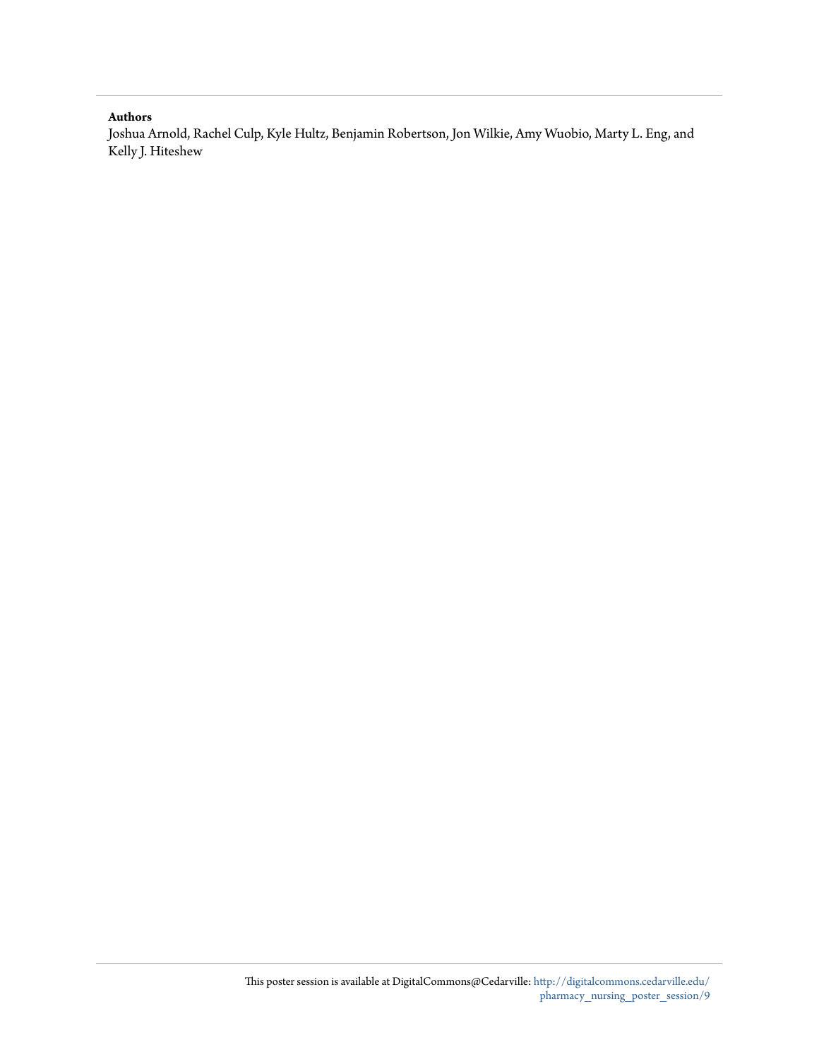**Authors**

Joshua Arnold, Rachel Culp, Kyle Hultz, Benjamin Robertson, Jon Wilkie, Amy Wuobio, Marty L. Eng, and Kelly J. Hiteshew

This poster session is available at DigitalCommons@Cedarville: http://digitalcommons.cedarville.edu/pharmacy_nursing_poster_session/9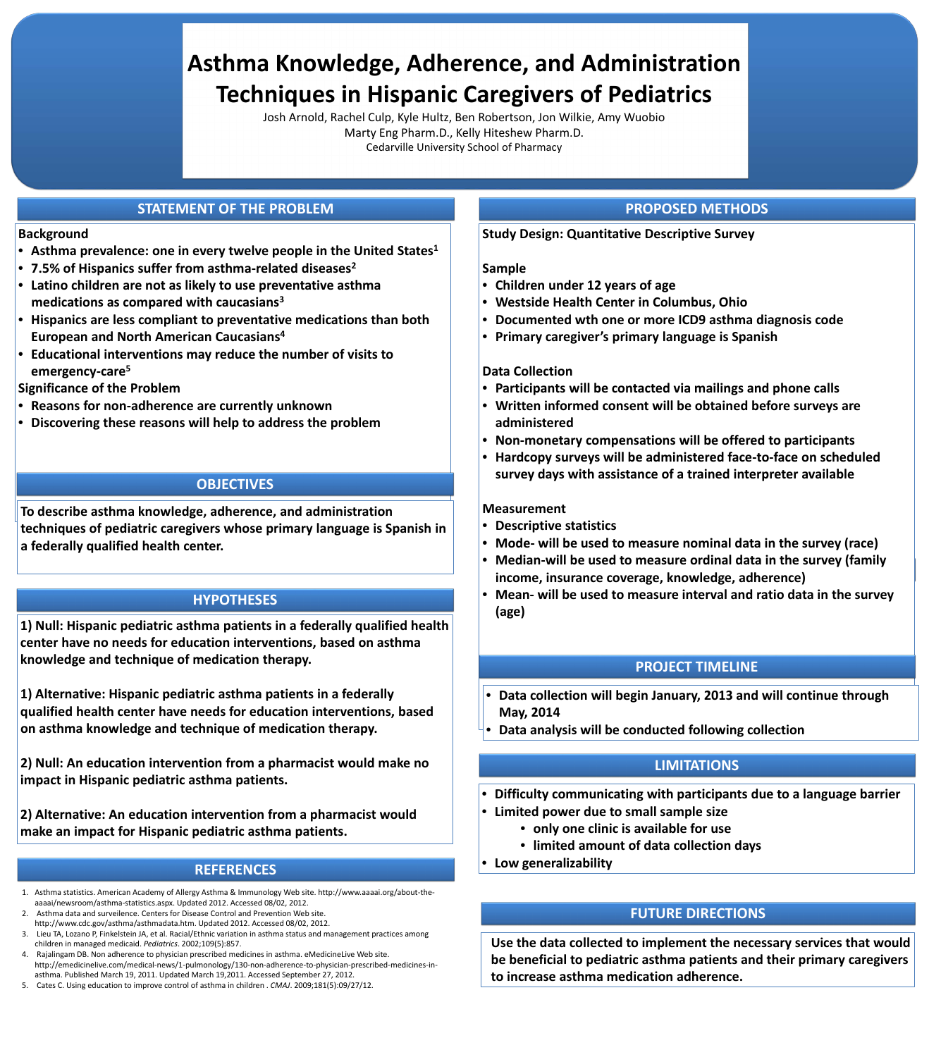# Asthma Knowledge, Adherence, and Administration Techniques in Hispanic Caregivers of Pediatrics

Josh Arnold, Rachel Culp, Kyle Hultz, Ben Robertson, Jon Wilkie, Amy Wuobio
Marty Eng Pharm.D., Kelly Hiteshew Pharm.D.
Cedarville University School of Pharmacy

## STATEMENT OF THE PROBLEM

**Background**

- **Asthma prevalence: one in every twelve people in the United States[1]**
- **7.5% of Hispanics suffer from asthma-related diseases[2]**
- **Latino children are not as likely to use preventative asthma medications as compared with caucasians[3]**
- **Hispanics are less compliant to preventative medications than both European and North American Caucasians[4]**
- **Educational interventions may reduce the number of visits to emergency-care[5]**

**Significance of the Problem**

- **Reasons for non-adherence are currently unknown**
- **Discovering these reasons will help to address the problem**

## OBJECTIVES

**To describe asthma knowledge, adherence, and administration techniques of pediatric caregivers whose primary language is Spanish in a federally qualified health center.**

## HYPOTHESES

**1) Null: Hispanic pediatric asthma patients in a federally qualified health center have no needs for education interventions, based on asthma knowledge and technique of medication therapy.**

**1) Alternative: Hispanic pediatric asthma patients in a federally qualified health center have needs for education interventions, based on asthma knowledge and technique of medication therapy.**

**2) Null: An education intervention from a pharmacist would make no impact in Hispanic pediatric asthma patients.**

**2) Alternative: An education intervention from a pharmacist would make an impact for Hispanic pediatric asthma patients.**

## REFERENCES

1. Asthma statistics. American Academy of Allergy Asthma & Immunology Web site. http://www.aaaai.org/about-the-aaaai/newsroom/asthma-statistics.aspx. Updated 2012. Accessed 08/02, 2012.
2. Asthma data and surveilence. Centers for Disease Control and Prevention Web site. http://www.cdc.gov/asthma/asthmadata.htm. Updated 2012. Accessed 08/02, 2012.
3. Lieu TA, Lozano P, Finkelstein JA, et al. Racial/Ethnic variation in asthma status and management practices among children in managed medicaid. *Pediatrics*. 2002;109(5):857.
4. Rajalingam DB. Non adherence to physician prescribed medicines in asthma. eMedicineLive Web site. http://emedicinelive.com/medical-news/1-pulmonology/130-non-adherence-to-physician-prescribed-medicines-in-asthma. Published March 19, 2011. Updated March 19,2011. Accessed September 27, 2012.
5. Cates C. Using education to improve control of asthma in children . *CMAJ*. 2009;181(5):09/27/12.

## PROPOSED METHODS

**Study Design: Quantitative Descriptive Survey**

**Sample**

- **Children under 12 years of age**
- **Westside Health Center in Columbus, Ohio**
- **Documented wth one or more ICD9 asthma diagnosis code**
- **Primary caregiver's primary language is Spanish**

**Data Collection**

- **Participants will be contacted via mailings and phone calls**
- **Written informed consent will be obtained before surveys are administered**
- **Non-monetary compensations will be offered to participants**
- **Hardcopy surveys will be administered face-to-face on scheduled survey days with assistance of a trained interpreter available**

**Measurement**

- **Descriptive statistics**
- **Mode- will be used to measure nominal data in the survey (race)**
- **Median-will be used to measure ordinal data in the survey (family income, insurance coverage, knowledge, adherence)**
- **Mean- will be used to measure interval and ratio data in the survey (age)**

## PROJECT TIMELINE

- **Data collection will begin January, 2013 and will continue through May, 2014**
- **Data analysis will be conducted following collection**

## LIMITATIONS

- **Difficulty communicating with participants due to a language barrier**
- **Limited power due to small sample size**
  - **only one clinic is available for use**
  - **limited amount of data collection days**
- **Low generalizability**

## FUTURE DIRECTIONS

**Use the data collected to implement the necessary services that would be beneficial to pediatric asthma patients and their primary caregivers to increase asthma medication adherence.**